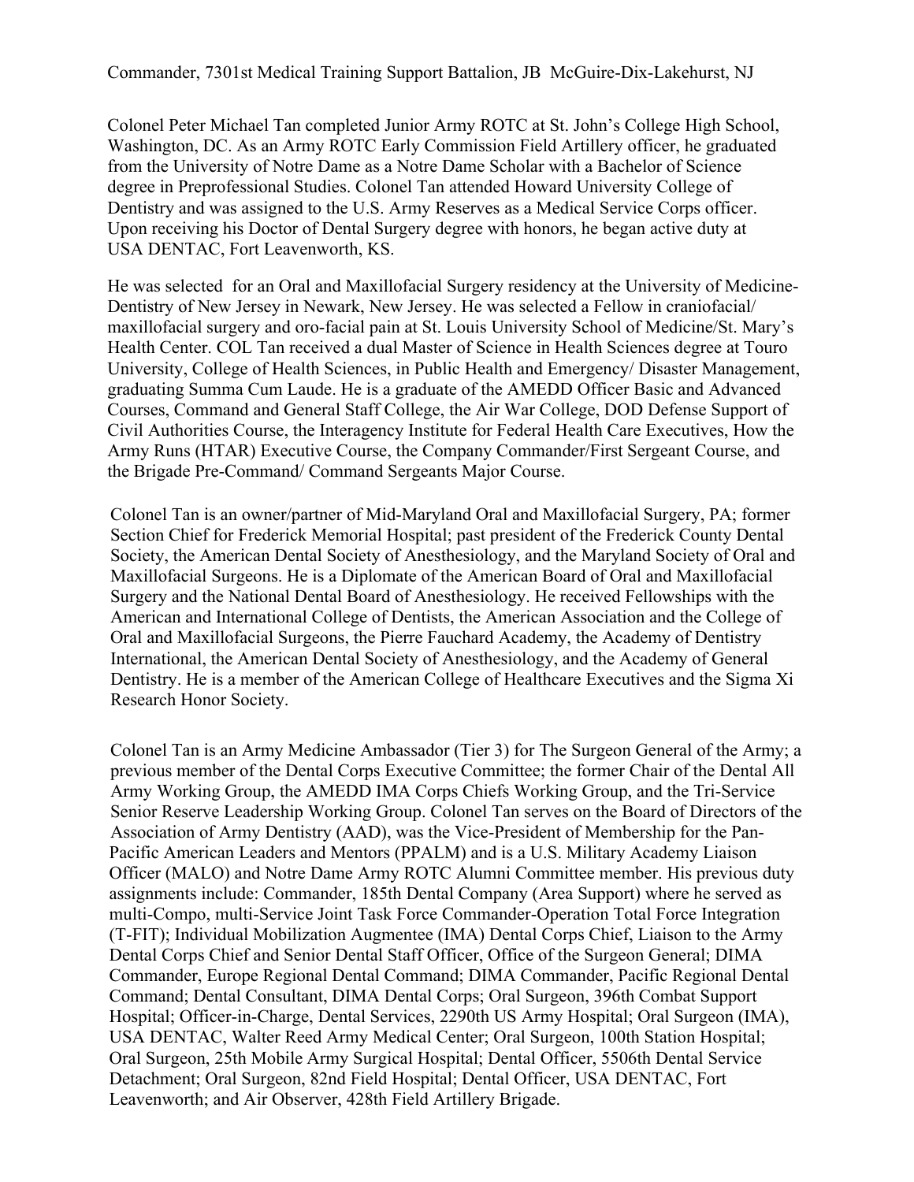Commander, 7301st Medical Training Support Battalion, JB McGuire-Dix-Lakehurst, NJ

Colonel Peter Michael Tan completed Junior Army ROTC at St. John's College High School, Washington, DC. As an Army ROTC Early Commission Field Artillery officer, he graduated from the University of Notre Dame as a Notre Dame Scholar with a Bachelor of Science degree in Preprofessional Studies. Colonel Tan attended Howard University College of Dentistry and was assigned to the U.S. Army Reserves as a Medical Service Corps officer. Upon receiving his Doctor of Dental Surgery degree with honors, he began active duty at USA DENTAC, Fort Leavenworth, KS.

He was selected for an Oral and Maxillofacial Surgery residency at the University of Medicine-Dentistry of New Jersey in Newark, New Jersey. He was selected a Fellow in craniofacial/ maxillofacial surgery and oro-facial pain at St. Louis University School of Medicine/St. Mary's Health Center. COL Tan received a dual Master of Science in Health Sciences degree at Touro University, College of Health Sciences, in Public Health and Emergency/ Disaster Management, graduating Summa Cum Laude. He is a graduate of the AMEDD Officer Basic and Advanced Courses, Command and General Staff College, the Air War College, DOD Defense Support of Civil Authorities Course, the Interagency Institute for Federal Health Care Executives, How the Army Runs (HTAR) Executive Course, the Company Commander/First Sergeant Course, and the Brigade Pre-Command/ Command Sergeants Major Course.

Colonel Tan is an owner/partner of Mid-Maryland Oral and Maxillofacial Surgery, PA; former Section Chief for Frederick Memorial Hospital; past president of the Frederick County Dental Society, the American Dental Society of Anesthesiology, and the Maryland Society of Oral and Maxillofacial Surgeons. He is a Diplomate of the American Board of Oral and Maxillofacial Surgery and the National Dental Board of Anesthesiology. He received Fellowships with the American and International College of Dentists, the American Association and the College of Oral and Maxillofacial Surgeons, the Pierre Fauchard Academy, the Academy of Dentistry International, the American Dental Society of Anesthesiology, and the Academy of General Dentistry. He is a member of the American College of Healthcare Executives and the Sigma Xi Research Honor Society.

Colonel Tan is an Army Medicine Ambassador (Tier 3) for The Surgeon General of the Army; a previous member of the Dental Corps Executive Committee; the former Chair of the Dental All Army Working Group, the AMEDD IMA Corps Chiefs Working Group, and the Tri-Service Senior Reserve Leadership Working Group. Colonel Tan serves on the Board of Directors of the Association of Army Dentistry (AAD), was the Vice-President of Membership for the Pan-Pacific American Leaders and Mentors (PPALM) and is a U.S. Military Academy Liaison Officer (MALO) and Notre Dame Army ROTC Alumni Committee member. His previous duty assignments include: Commander, 185th Dental Company (Area Support) where he served as multi-Compo, multi-Service Joint Task Force Commander-Operation Total Force Integration (T-FIT); Individual Mobilization Augmentee (IMA) Dental Corps Chief, Liaison to the Army Dental Corps Chief and Senior Dental Staff Officer, Office of the Surgeon General; DIMA Commander, Europe Regional Dental Command; DIMA Commander, Pacific Regional Dental Command; Dental Consultant, DIMA Dental Corps; Oral Surgeon, 396th Combat Support Hospital; Officer-in-Charge, Dental Services, 2290th US Army Hospital; Oral Surgeon (IMA), USA DENTAC, Walter Reed Army Medical Center; Oral Surgeon, 100th Station Hospital; Oral Surgeon, 25th Mobile Army Surgical Hospital; Dental Officer, 5506th Dental Service Detachment; Oral Surgeon, 82nd Field Hospital; Dental Officer, USA DENTAC, Fort Leavenworth; and Air Observer, 428th Field Artillery Brigade.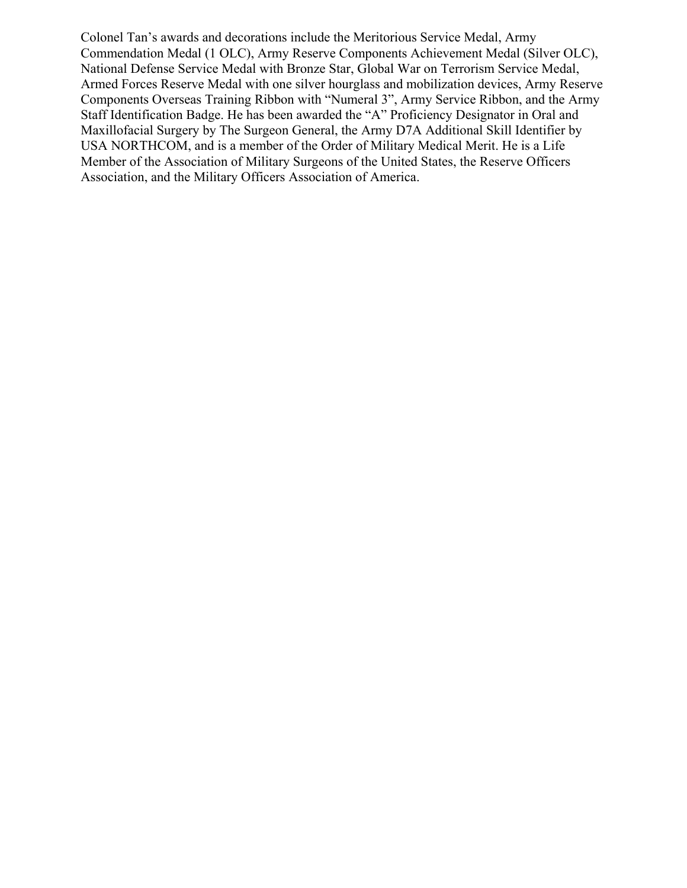Colonel Tan’s awards and decorations include the Meritorious Service Medal, Army Commendation Medal (1 OLC), Army Reserve Components Achievement Medal (Silver OLC), National Defense Service Medal with Bronze Star, Global War on Terrorism Service Medal, Armed Forces Reserve Medal with one silver hourglass and mobilization devices, Army Reserve Components Overseas Training Ribbon with “Numeral 3”, Army Service Ribbon, and the Army Staff Identification Badge. He has been awarded the “A” Proficiency Designator in Oral and Maxillofacial Surgery by The Surgeon General, the Army D7A Additional Skill Identifier by USA NORTHCOM, and is a member of the Order of Military Medical Merit. He is a Life Member of the Association of Military Surgeons of the United States, the Reserve Officers Association, and the Military Officers Association of America.